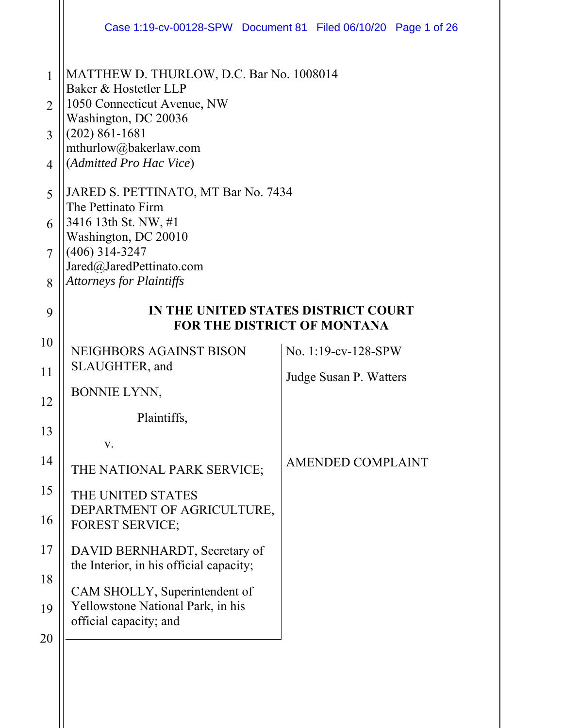MATTHEW D. THURLOW, D.C. Bar No. 1008014
Baker & Hostetler LLP
1050 Connecticut Avenue, NW
Washington, DC 20036
(202) 861-1681
mthurlow@bakerlaw.com
(*Admitted Pro Hac Vice*)

JARED S. PETTINATO, MT Bar No. 7434
The Pettinato Firm
3416 13th St. NW, #1
Washington, DC 20010
(406) 314-3247
Jared@JaredPettinato.com
*Attorneys for Plaintiffs*

**IN THE UNITED STATES DISTRICT COURT**
**FOR THE DISTRICT OF MONTANA**

| | |
|---|---|
| NEIGHBORS AGAINST BISON SLAUGHTER, and<br><br>BONNIE LYNN,<br><br>Plaintiffs,<br><br>v.<br><br>THE NATIONAL PARK SERVICE;<br><br>THE UNITED STATES DEPARTMENT OF AGRICULTURE, FOREST SERVICE;<br><br>DAVID BERNHARDT, Secretary of the Interior, in his official capacity;<br><br>CAM SHOLLY, Superintendent of Yellowstone National Park, in his official capacity; and | No. 1:19-cv-128-SPW<br><br>Judge Susan P. Watters<br><br><br><br><br>AMENDED COMPLAINT |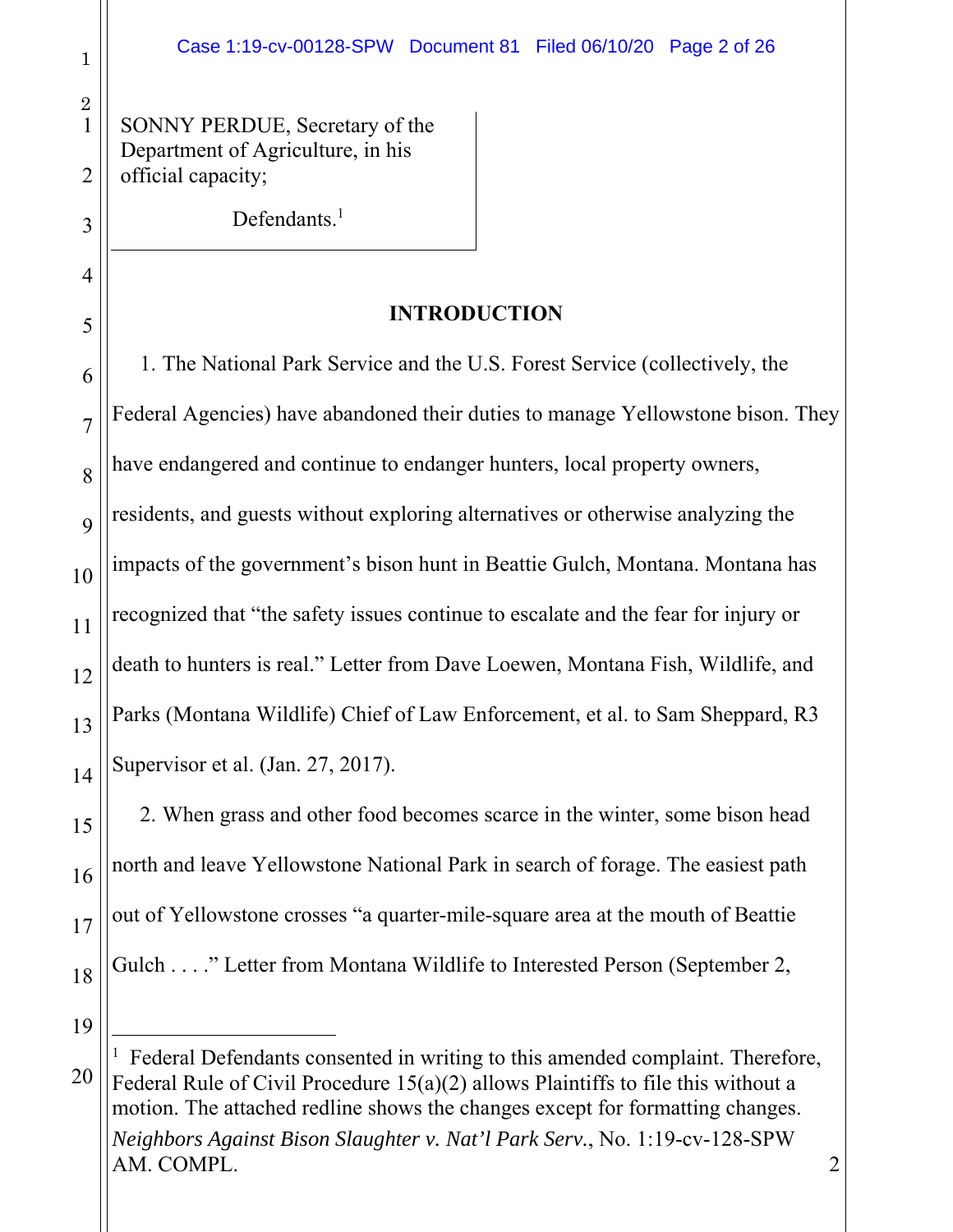SONNY PERDUE, Secretary of the Department of Agriculture, in his official capacity;

Defendants.[1]

## INTRODUCTION

1. The National Park Service and the U.S. Forest Service (collectively, the Federal Agencies) have abandoned their duties to manage Yellowstone bison. They have endangered and continue to endanger hunters, local property owners, residents, and guests without exploring alternatives or otherwise analyzing the impacts of the government's bison hunt in Beattie Gulch, Montana. Montana has recognized that "the safety issues continue to escalate and the fear for injury or death to hunters is real." Letter from Dave Loewen, Montana Fish, Wildlife, and Parks (Montana Wildlife) Chief of Law Enforcement, et al. to Sam Sheppard, R3 Supervisor et al. (Jan. 27, 2017).

2. When grass and other food becomes scarce in the winter, some bison head north and leave Yellowstone National Park in search of forage. The easiest path out of Yellowstone crosses "a quarter-mile-square area at the mouth of Beattie Gulch . . . ." Letter from Montana Wildlife to Interested Person (September 2,

---

[1] Federal Defendants consented in writing to this amended complaint. Therefore, Federal Rule of Civil Procedure 15(a)(2) allows Plaintiffs to file this without a motion. The attached redline shows the changes except for formatting changes.

*Neighbors Against Bison Slaughter v. Nat'l Park Serv.*, No. 1:19-cv-128-SPW
AM. COMPL.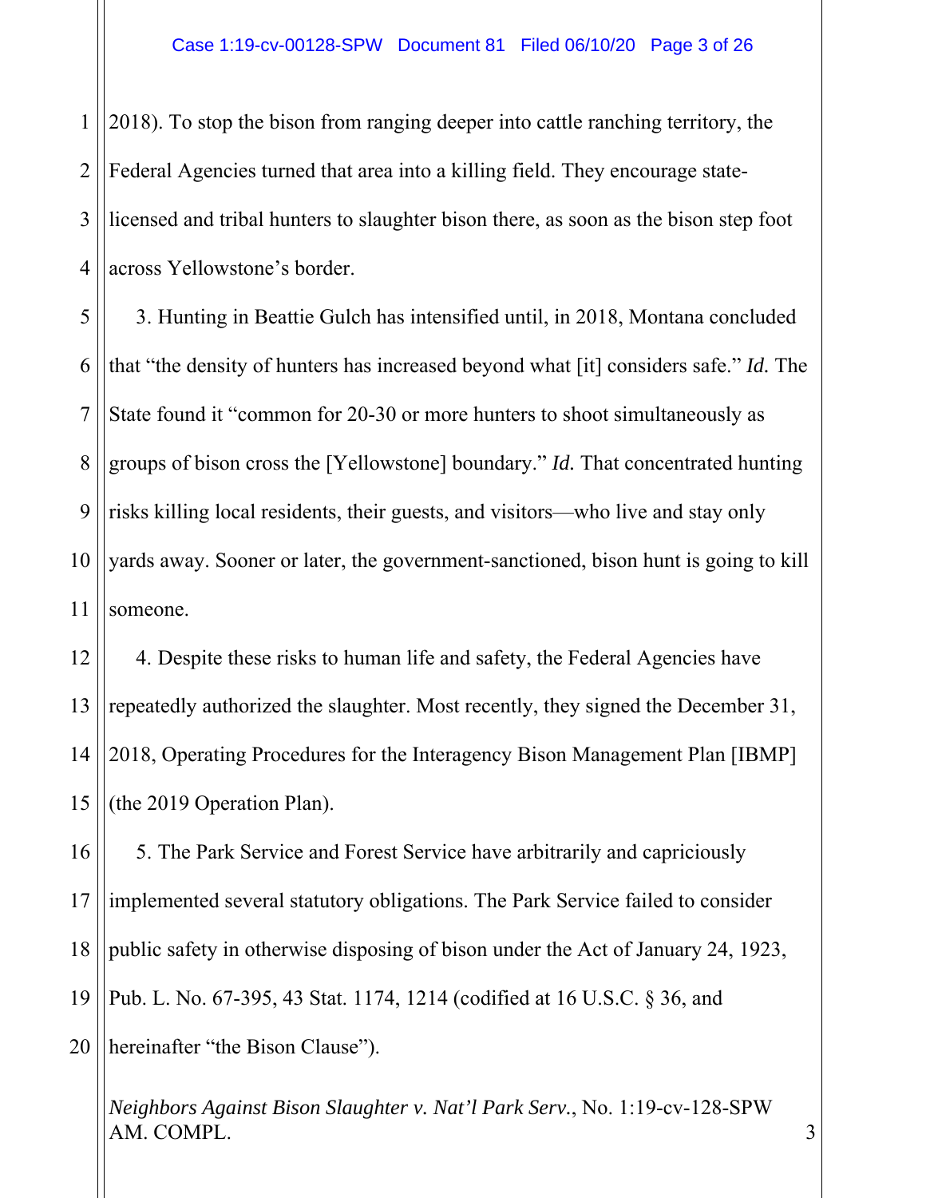2018). To stop the bison from ranging deeper into cattle ranching territory, the Federal Agencies turned that area into a killing field. They encourage state-licensed and tribal hunters to slaughter bison there, as soon as the bison step foot across Yellowstone's border.

3. Hunting in Beattie Gulch has intensified until, in 2018, Montana concluded that "the density of hunters has increased beyond what [it] considers safe." *Id.* The State found it "common for 20-30 or more hunters to shoot simultaneously as groups of bison cross the [Yellowstone] boundary." *Id.* That concentrated hunting risks killing local residents, their guests, and visitors—who live and stay only yards away. Sooner or later, the government-sanctioned, bison hunt is going to kill someone.

4. Despite these risks to human life and safety, the Federal Agencies have repeatedly authorized the slaughter. Most recently, they signed the December 31, 2018, Operating Procedures for the Interagency Bison Management Plan [IBMP] (the 2019 Operation Plan).

5. The Park Service and Forest Service have arbitrarily and capriciously implemented several statutory obligations. The Park Service failed to consider public safety in otherwise disposing of bison under the Act of January 24, 1923, Pub. L. No. 67-395, 43 Stat. 1174, 1214 (codified at 16 U.S.C. § 36, and hereinafter "the Bison Clause").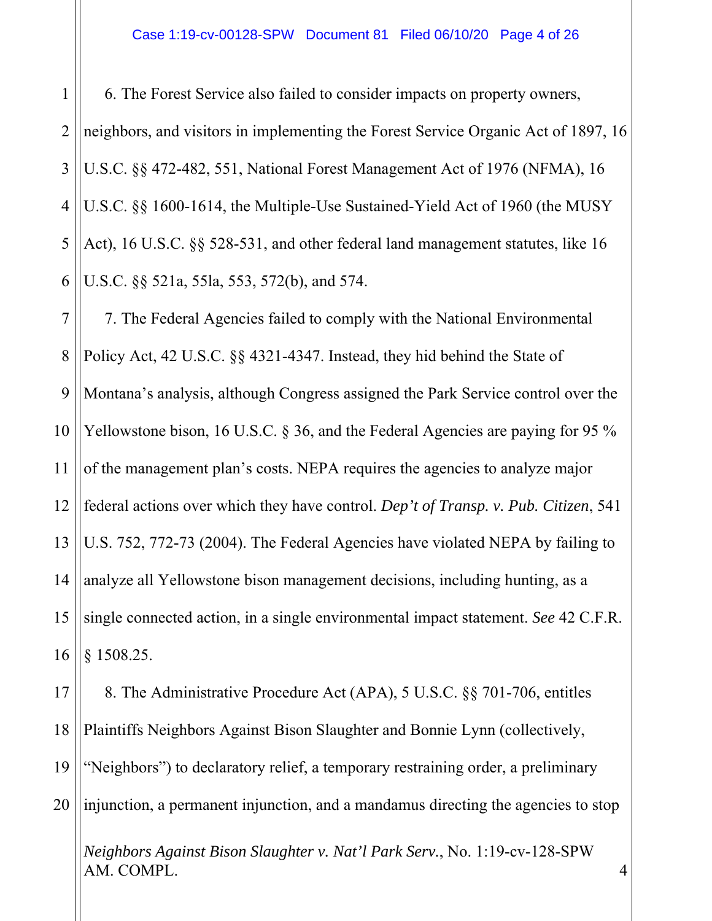6. The Forest Service also failed to consider impacts on property owners, neighbors, and visitors in implementing the Forest Service Organic Act of 1897, 16 U.S.C. §§ 472-482, 551, National Forest Management Act of 1976 (NFMA), 16 U.S.C. §§ 1600-1614, the Multiple-Use Sustained-Yield Act of 1960 (the MUSY Act), 16 U.S.C. §§ 528-531, and other federal land management statutes, like 16 U.S.C. §§ 521a, 55la, 553, 572(b), and 574.

7. The Federal Agencies failed to comply with the National Environmental Policy Act, 42 U.S.C. §§ 4321-4347. Instead, they hid behind the State of Montana's analysis, although Congress assigned the Park Service control over the Yellowstone bison, 16 U.S.C. § 36, and the Federal Agencies are paying for 95 % of the management plan's costs. NEPA requires the agencies to analyze major federal actions over which they have control. *Dep't of Transp. v. Pub. Citizen*, 541 U.S. 752, 772-73 (2004). The Federal Agencies have violated NEPA by failing to analyze all Yellowstone bison management decisions, including hunting, as a single connected action, in a single environmental impact statement. *See* 42 C.F.R. § 1508.25.

8. The Administrative Procedure Act (APA), 5 U.S.C. §§ 701-706, entitles Plaintiffs Neighbors Against Bison Slaughter and Bonnie Lynn (collectively, "Neighbors") to declaratory relief, a temporary restraining order, a preliminary injunction, a permanent injunction, and a mandamus directing the agencies to stop

*Neighbors Against Bison Slaughter v. Nat'l Park Serv.*, No. 1:19-cv-128-SPW
AM. COMPL.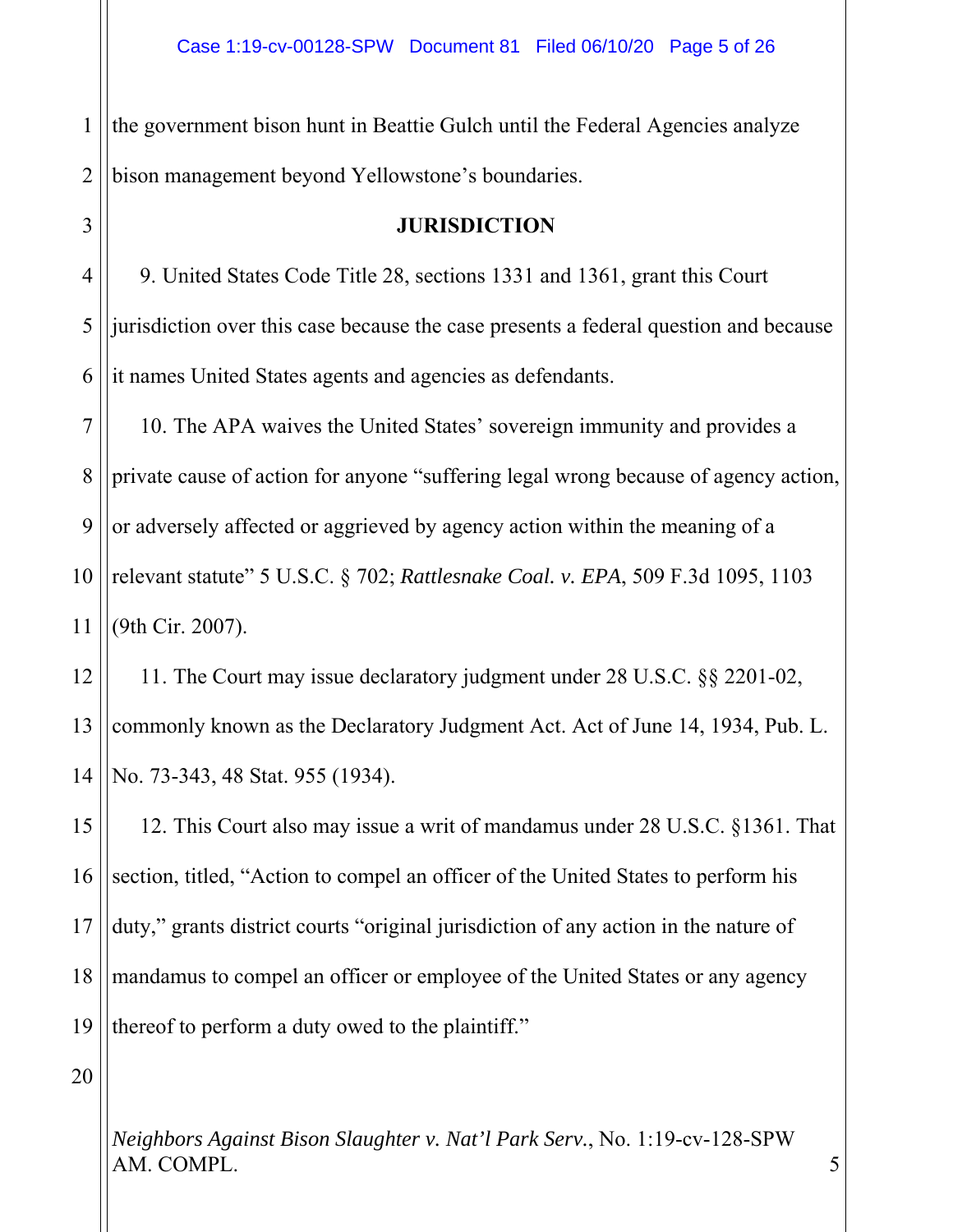the government bison hunt in Beattie Gulch until the Federal Agencies analyze bison management beyond Yellowstone's boundaries.

**JURISDICTION**

9. United States Code Title 28, sections 1331 and 1361, grant this Court jurisdiction over this case because the case presents a federal question and because it names United States agents and agencies as defendants.

10. The APA waives the United States' sovereign immunity and provides a private cause of action for anyone "suffering legal wrong because of agency action, or adversely affected or aggrieved by agency action within the meaning of a relevant statute" 5 U.S.C. § 702; *Rattlesnake Coal. v. EPA*, 509 F.3d 1095, 1103 (9th Cir. 2007).

11. The Court may issue declaratory judgment under 28 U.S.C. §§ 2201-02, commonly known as the Declaratory Judgment Act. Act of June 14, 1934, Pub. L. No. 73-343, 48 Stat. 955 (1934).

12. This Court also may issue a writ of mandamus under 28 U.S.C. §1361. That section, titled, "Action to compel an officer of the United States to perform his duty," grants district courts "original jurisdiction of any action in the nature of mandamus to compel an officer or employee of the United States or any agency thereof to perform a duty owed to the plaintiff."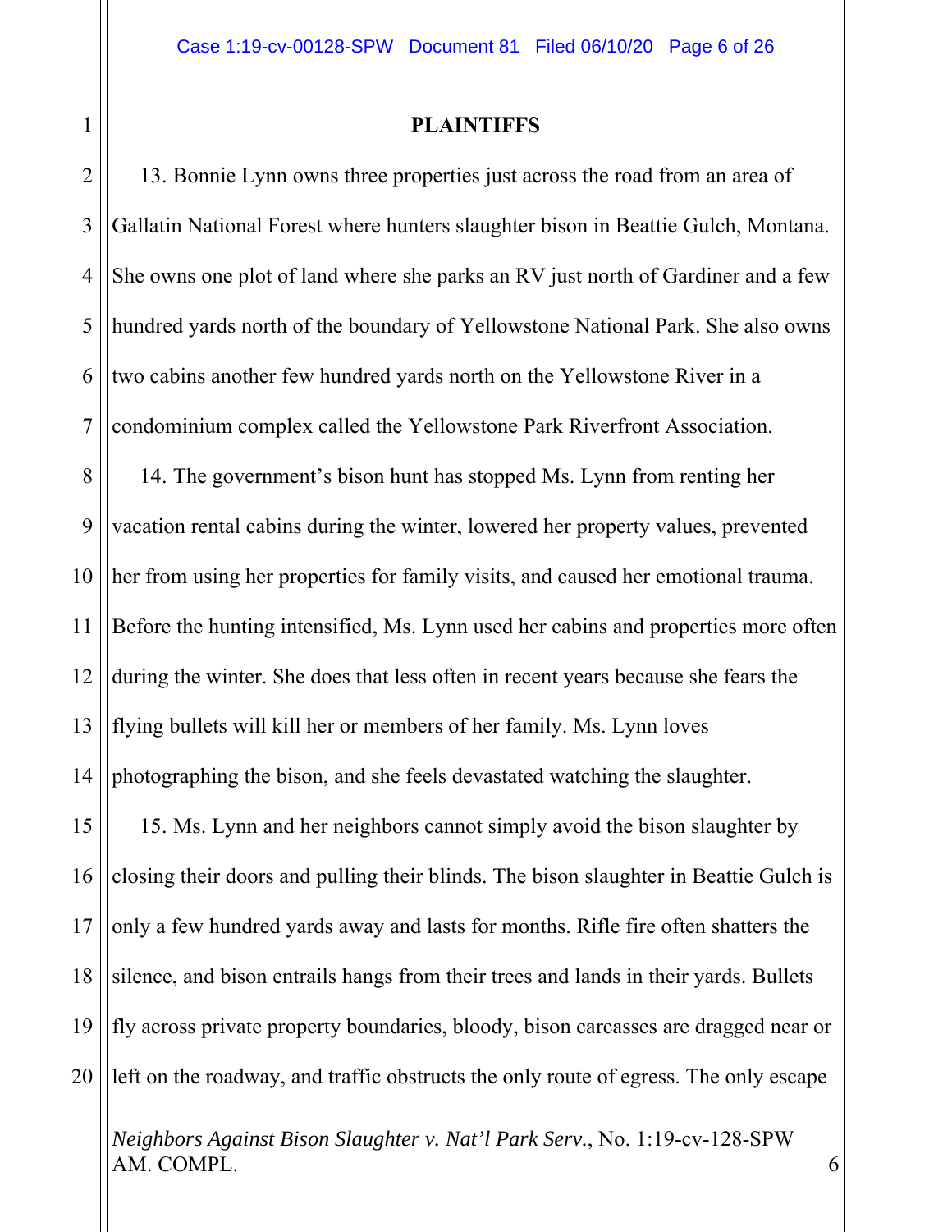## PLAINTIFFS

13. Bonnie Lynn owns three properties just across the road from an area of Gallatin National Forest where hunters slaughter bison in Beattie Gulch, Montana. She owns one plot of land where she parks an RV just north of Gardiner and a few hundred yards north of the boundary of Yellowstone National Park. She also owns two cabins another few hundred yards north on the Yellowstone River in a condominium complex called the Yellowstone Park Riverfront Association.

14. The government's bison hunt has stopped Ms. Lynn from renting her vacation rental cabins during the winter, lowered her property values, prevented her from using her properties for family visits, and caused her emotional trauma. Before the hunting intensified, Ms. Lynn used her cabins and properties more often during the winter. She does that less often in recent years because she fears the flying bullets will kill her or members of her family. Ms. Lynn loves photographing the bison, and she feels devastated watching the slaughter.

15. Ms. Lynn and her neighbors cannot simply avoid the bison slaughter by closing their doors and pulling their blinds. The bison slaughter in Beattie Gulch is only a few hundred yards away and lasts for months. Rifle fire often shatters the silence, and bison entrails hangs from their trees and lands in their yards. Bullets fly across private property boundaries, bloody, bison carcasses are dragged near or left on the roadway, and traffic obstructs the only route of egress. The only escape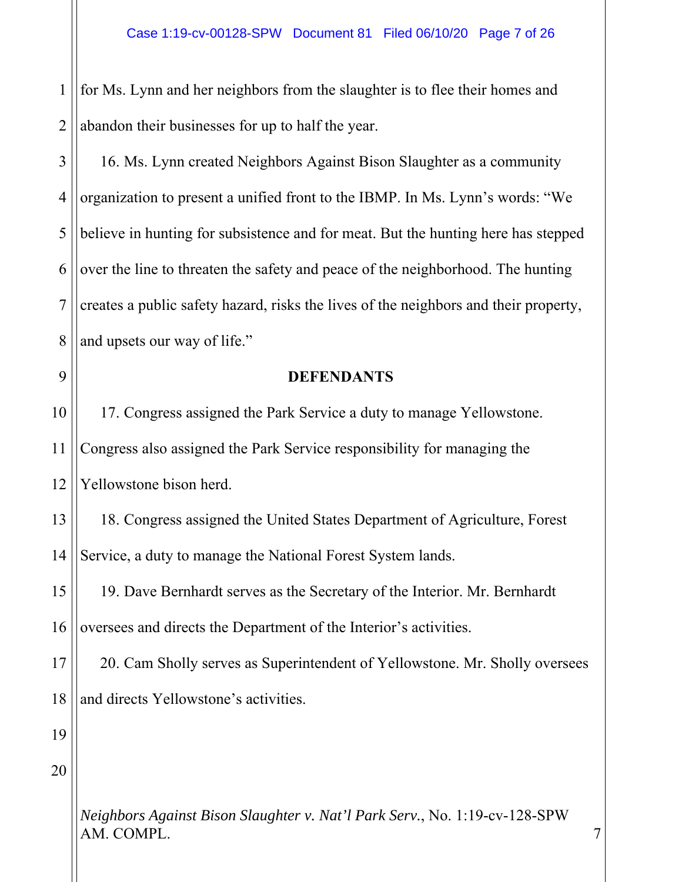for Ms. Lynn and her neighbors from the slaughter is to flee their homes and abandon their businesses for up to half the year.

16. Ms. Lynn created Neighbors Against Bison Slaughter as a community organization to present a unified front to the IBMP. In Ms. Lynn's words: "We believe in hunting for subsistence and for meat. But the hunting here has stepped over the line to threaten the safety and peace of the neighborhood. The hunting creates a public safety hazard, risks the lives of the neighbors and their property, and upsets our way of life."

**DEFENDANTS**

17. Congress assigned the Park Service a duty to manage Yellowstone. Congress also assigned the Park Service responsibility for managing the Yellowstone bison herd.

18. Congress assigned the United States Department of Agriculture, Forest Service, a duty to manage the National Forest System lands.

19. Dave Bernhardt serves as the Secretary of the Interior. Mr. Bernhardt oversees and directs the Department of the Interior's activities.

20. Cam Sholly serves as Superintendent of Yellowstone. Mr. Sholly oversees and directs Yellowstone's activities.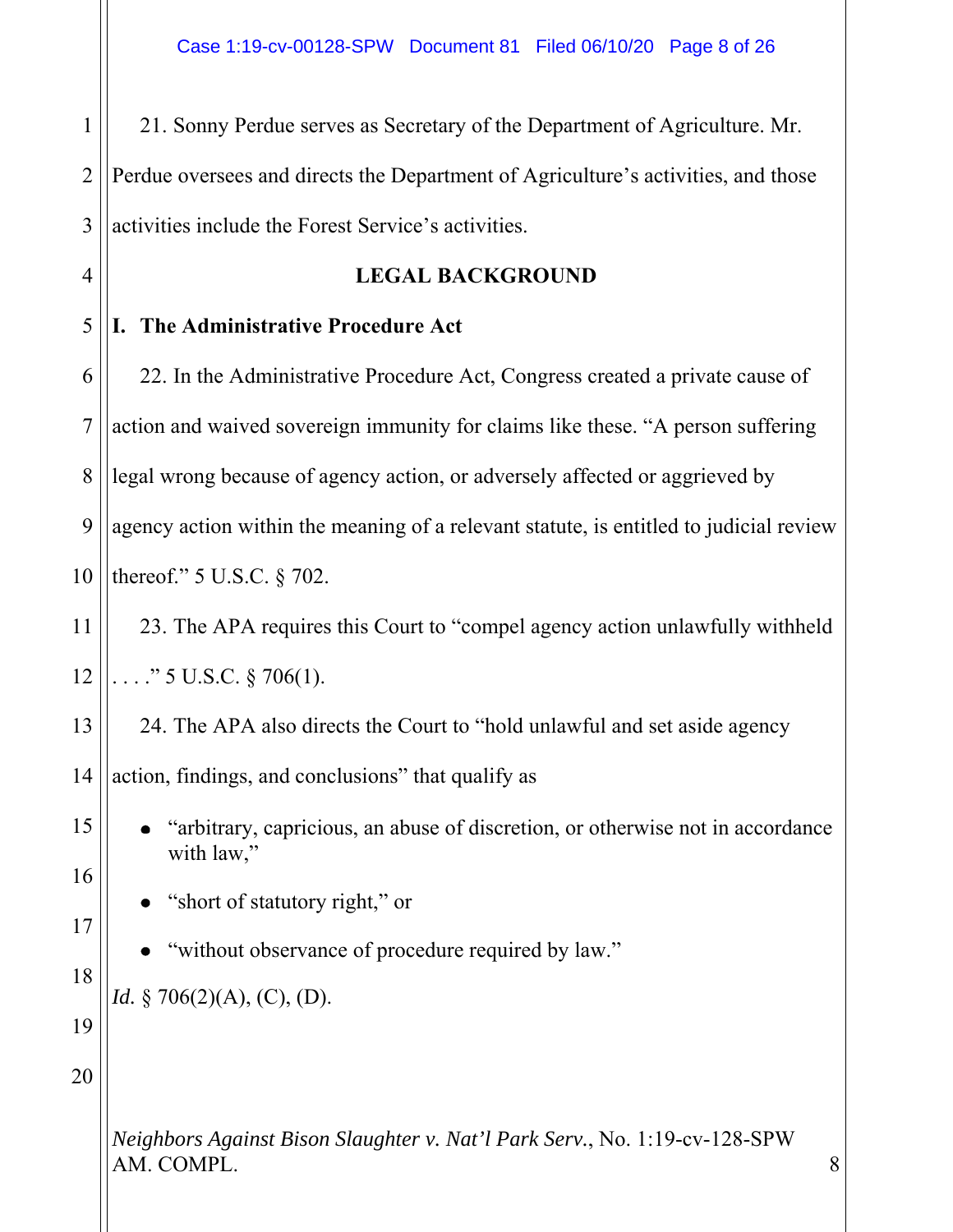21. Sonny Perdue serves as Secretary of the Department of Agriculture. Mr. Perdue oversees and directs the Department of Agriculture's activities, and those activities include the Forest Service's activities.

## LEGAL BACKGROUND

### I. The Administrative Procedure Act

22. In the Administrative Procedure Act, Congress created a private cause of action and waived sovereign immunity for claims like these. "A person suffering legal wrong because of agency action, or adversely affected or aggrieved by agency action within the meaning of a relevant statute, is entitled to judicial review thereof." 5 U.S.C. § 702.

23. The APA requires this Court to "compel agency action unlawfully withheld . . . ." 5 U.S.C. § 706(1).

24. The APA also directs the Court to "hold unlawful and set aside agency action, findings, and conclusions" that qualify as

- "arbitrary, capricious, an abuse of discretion, or otherwise not in accordance with law,"
- "short of statutory right," or
- "without observance of procedure required by law."

*Id.* § 706(2)(A), (C), (D).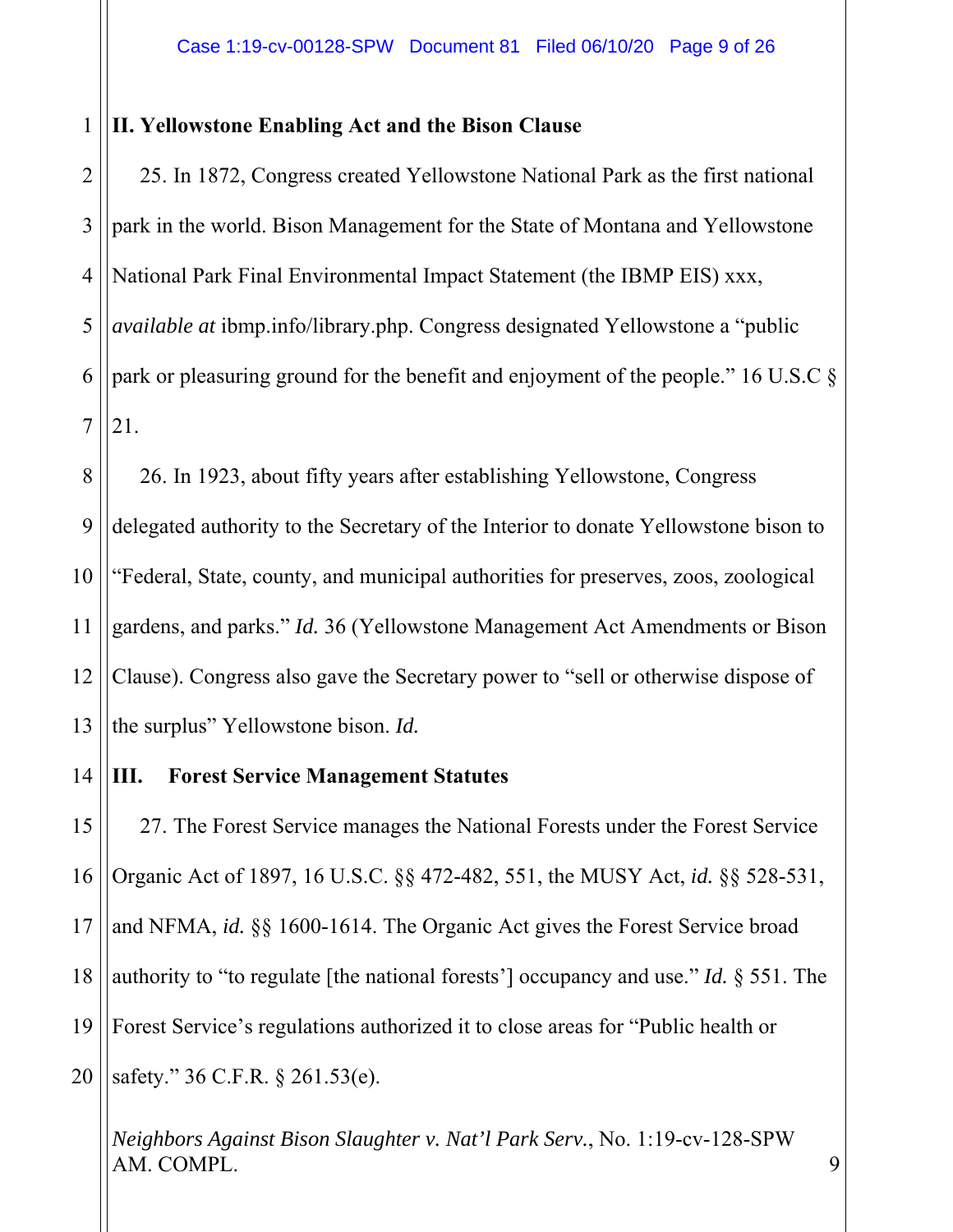## II. Yellowstone Enabling Act and the Bison Clause

25. In 1872, Congress created Yellowstone National Park as the first national park in the world. Bison Management for the State of Montana and Yellowstone National Park Final Environmental Impact Statement (the IBMP EIS) xxx, *available at* ibmp.info/library.php. Congress designated Yellowstone a "public park or pleasuring ground for the benefit and enjoyment of the people." 16 U.S.C § 21.

26. In 1923, about fifty years after establishing Yellowstone, Congress delegated authority to the Secretary of the Interior to donate Yellowstone bison to "Federal, State, county, and municipal authorities for preserves, zoos, zoological gardens, and parks." *Id.* 36 (Yellowstone Management Act Amendments or Bison Clause). Congress also gave the Secretary power to "sell or otherwise dispose of the surplus" Yellowstone bison. *Id.*

## III. Forest Service Management Statutes

27. The Forest Service manages the National Forests under the Forest Service Organic Act of 1897, 16 U.S.C. §§ 472-482, 551, the MUSY Act, *id.* §§ 528-531, and NFMA, *id.* §§ 1600-1614. The Organic Act gives the Forest Service broad authority to "to regulate [the national forests'] occupancy and use." *Id.* § 551. The Forest Service's regulations authorized it to close areas for "Public health or safety." 36 C.F.R. § 261.53(e).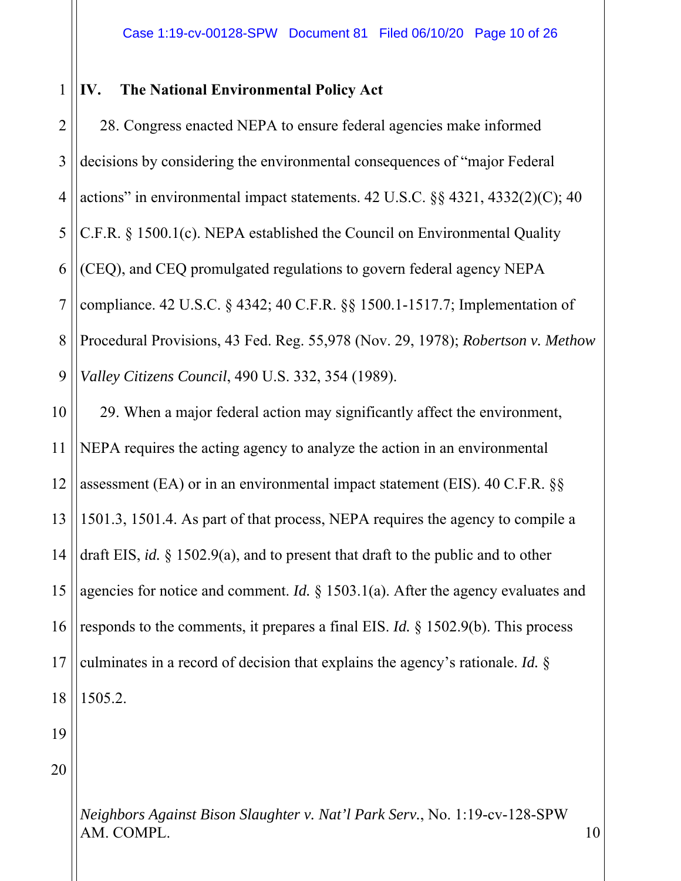## IV. The National Environmental Policy Act

28. Congress enacted NEPA to ensure federal agencies make informed decisions by considering the environmental consequences of "major Federal actions" in environmental impact statements. 42 U.S.C. §§ 4321, 4332(2)(C); 40 C.F.R. § 1500.1(c). NEPA established the Council on Environmental Quality (CEQ), and CEQ promulgated regulations to govern federal agency NEPA compliance. 42 U.S.C. § 4342; 40 C.F.R. §§ 1500.1-1517.7; Implementation of Procedural Provisions, 43 Fed. Reg. 55,978 (Nov. 29, 1978); *Robertson v. Methow Valley Citizens Council*, 490 U.S. 332, 354 (1989).

29. When a major federal action may significantly affect the environment, NEPA requires the acting agency to analyze the action in an environmental assessment (EA) or in an environmental impact statement (EIS). 40 C.F.R. §§ 1501.3, 1501.4. As part of that process, NEPA requires the agency to compile a draft EIS, *id.* § 1502.9(a), and to present that draft to the public and to other agencies for notice and comment. *Id.* § 1503.1(a). After the agency evaluates and responds to the comments, it prepares a final EIS. *Id.* § 1502.9(b). This process culminates in a record of decision that explains the agency's rationale. *Id.* § 1505.2.

*Neighbors Against Bison Slaughter v. Nat'l Park Serv.*, No. 1:19-cv-128-SPW
AM. COMPL.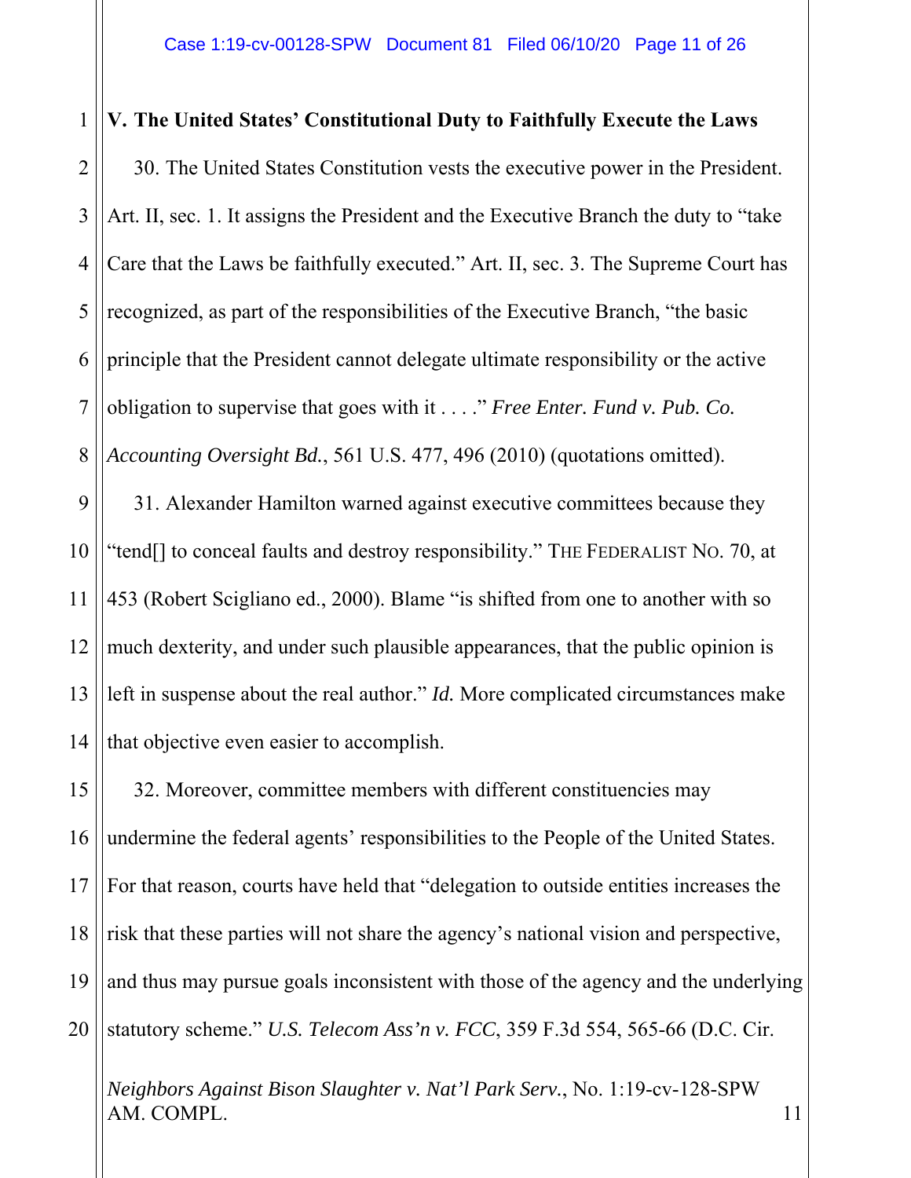## V. The United States' Constitutional Duty to Faithfully Execute the Laws

30. The United States Constitution vests the executive power in the President. Art. II, sec. 1. It assigns the President and the Executive Branch the duty to "take Care that the Laws be faithfully executed." Art. II, sec. 3. The Supreme Court has recognized, as part of the responsibilities of the Executive Branch, "the basic principle that the President cannot delegate ultimate responsibility or the active obligation to supervise that goes with it . . . ." *Free Enter. Fund v. Pub. Co. Accounting Oversight Bd.*, 561 U.S. 477, 496 (2010) (quotations omitted).

31. Alexander Hamilton warned against executive committees because they "tend[] to conceal faults and destroy responsibility." THE FEDERALIST NO. 70, at 453 (Robert Scigliano ed., 2000). Blame "is shifted from one to another with so much dexterity, and under such plausible appearances, that the public opinion is left in suspense about the real author." *Id.* More complicated circumstances make that objective even easier to accomplish.

32. Moreover, committee members with different constituencies may undermine the federal agents' responsibilities to the People of the United States. For that reason, courts have held that "delegation to outside entities increases the risk that these parties will not share the agency's national vision and perspective, and thus may pursue goals inconsistent with those of the agency and the underlying statutory scheme." *U.S. Telecom Ass'n v. FCC*, 359 F.3d 554, 565-66 (D.C. Cir.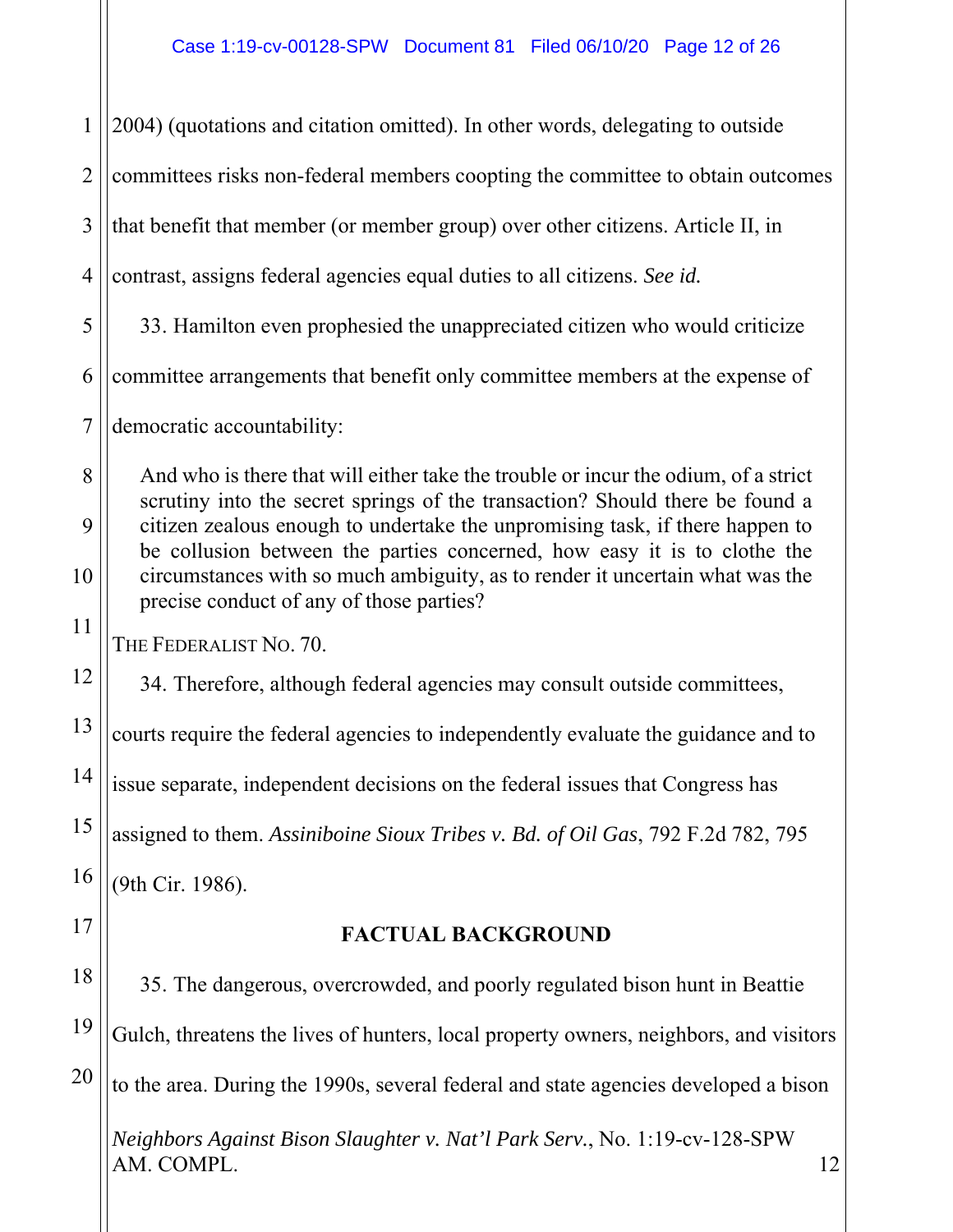2004) (quotations and citation omitted). In other words, delegating to outside committees risks non-federal members coopting the committee to obtain outcomes that benefit that member (or member group) over other citizens. Article II, in contrast, assigns federal agencies equal duties to all citizens. *See id.*

33. Hamilton even prophesied the unappreciated citizen who would criticize committee arrangements that benefit only committee members at the expense of democratic accountability:

> And who is there that will either take the trouble or incur the odium, of a strict scrutiny into the secret springs of the transaction? Should there be found a citizen zealous enough to undertake the unpromising task, if there happen to be collusion between the parties concerned, how easy it is to clothe the circumstances with so much ambiguity, as to render it uncertain what was the precise conduct of any of those parties?

THE FEDERALIST NO. 70.

34. Therefore, although federal agencies may consult outside committees, courts require the federal agencies to independently evaluate the guidance and to issue separate, independent decisions on the federal issues that Congress has assigned to them. *Assiniboine Sioux Tribes v. Bd. of Oil Gas*, 792 F.2d 782, 795 (9th Cir. 1986).

## FACTUAL BACKGROUND

35. The dangerous, overcrowded, and poorly regulated bison hunt in Beattie Gulch, threatens the lives of hunters, local property owners, neighbors, and visitors to the area. During the 1990s, several federal and state agencies developed a bison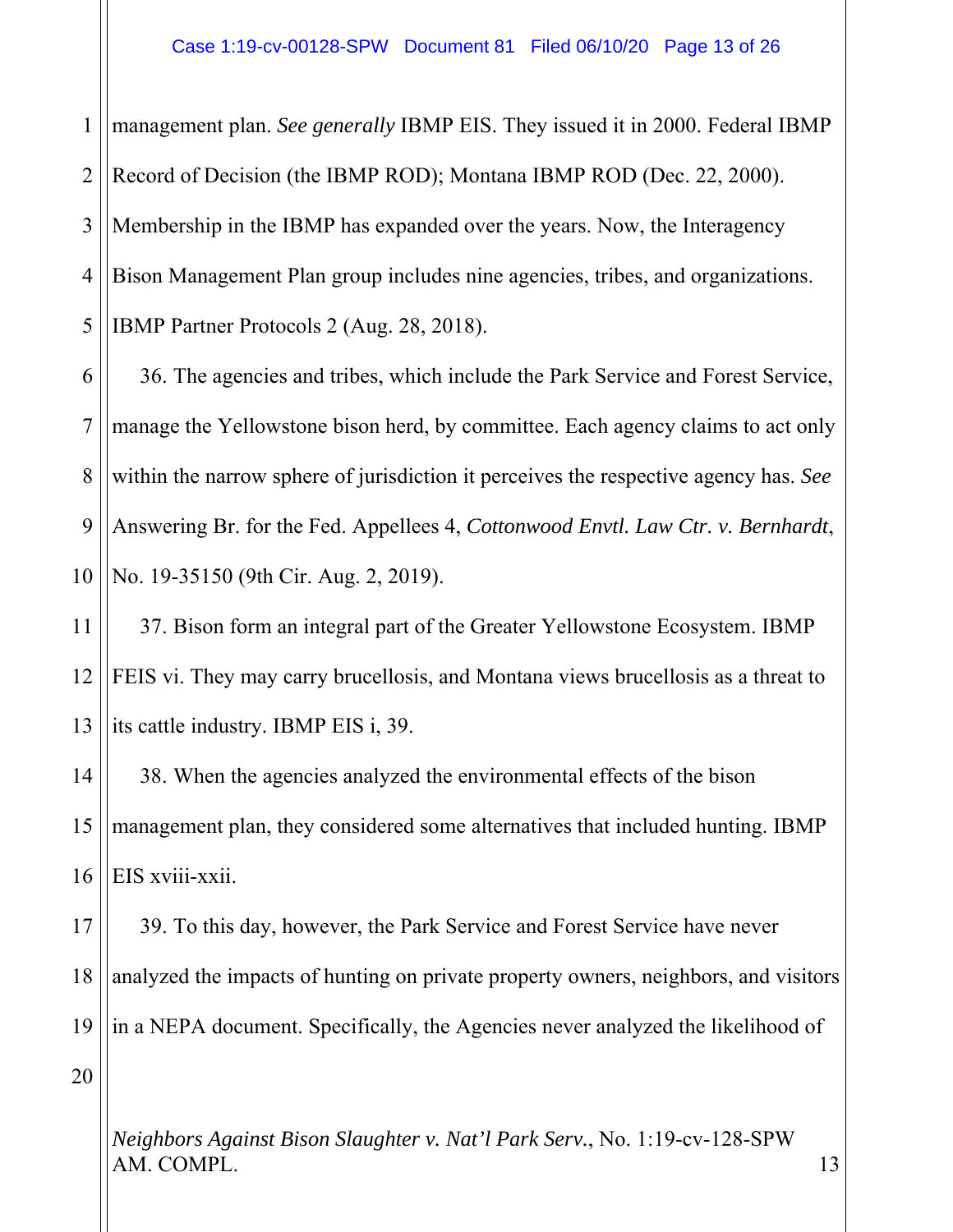management plan. *See generally* IBMP EIS. They issued it in 2000. Federal IBMP Record of Decision (the IBMP ROD); Montana IBMP ROD (Dec. 22, 2000). Membership in the IBMP has expanded over the years. Now, the Interagency Bison Management Plan group includes nine agencies, tribes, and organizations. IBMP Partner Protocols 2 (Aug. 28, 2018).

36. The agencies and tribes, which include the Park Service and Forest Service, manage the Yellowstone bison herd, by committee. Each agency claims to act only within the narrow sphere of jurisdiction it perceives the respective agency has. *See* Answering Br. for the Fed. Appellees 4, *Cottonwood Envtl. Law Ctr. v. Bernhardt*, No. 19-35150 (9th Cir. Aug. 2, 2019).

37. Bison form an integral part of the Greater Yellowstone Ecosystem. IBMP FEIS vi. They may carry brucellosis, and Montana views brucellosis as a threat to its cattle industry. IBMP EIS i, 39.

38. When the agencies analyzed the environmental effects of the bison management plan, they considered some alternatives that included hunting. IBMP EIS xviii-xxii.

39. To this day, however, the Park Service and Forest Service have never analyzed the impacts of hunting on private property owners, neighbors, and visitors in a NEPA document. Specifically, the Agencies never analyzed the likelihood of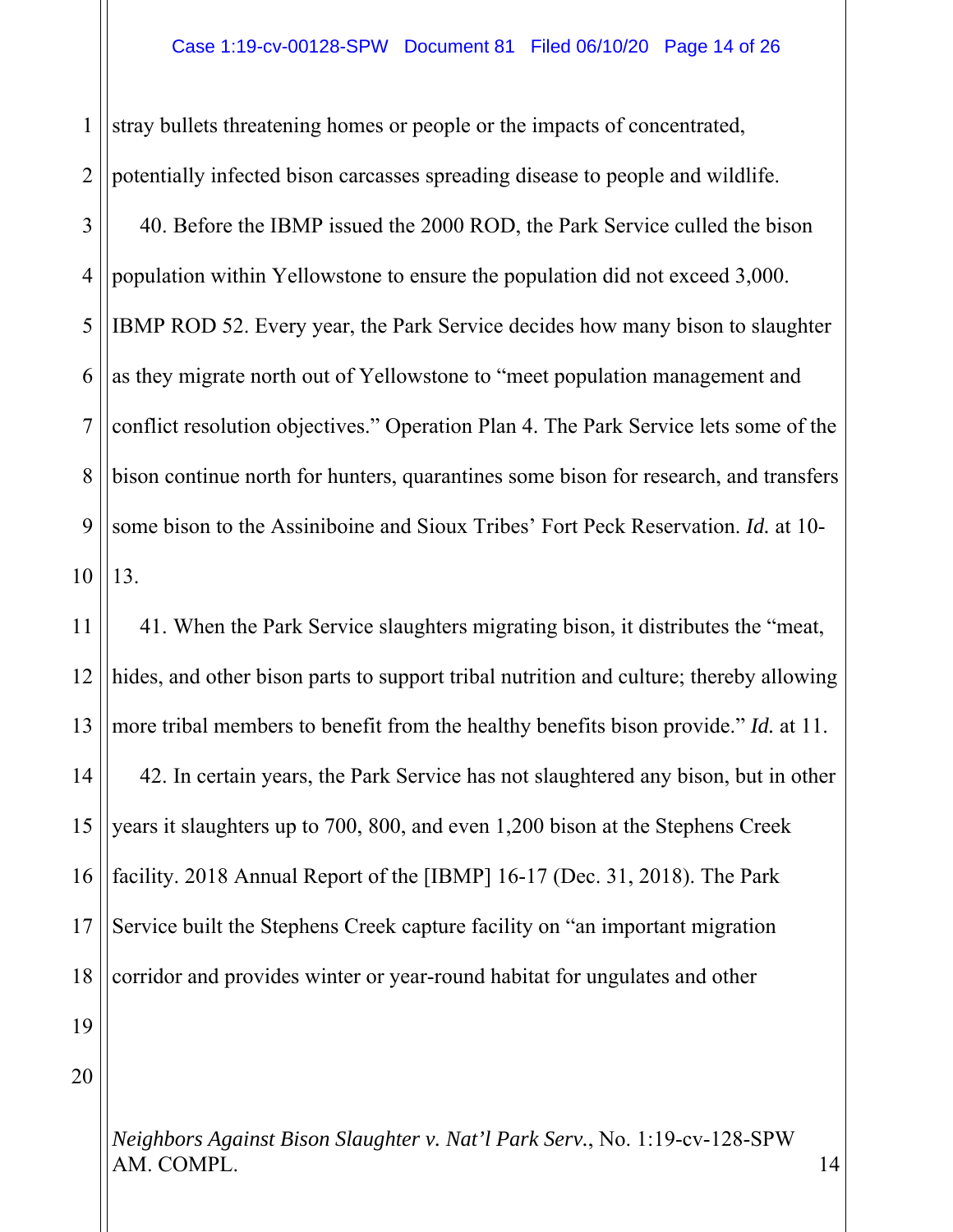stray bullets threatening homes or people or the impacts of concentrated, potentially infected bison carcasses spreading disease to people and wildlife.

40. Before the IBMP issued the 2000 ROD, the Park Service culled the bison population within Yellowstone to ensure the population did not exceed 3,000. IBMP ROD 52. Every year, the Park Service decides how many bison to slaughter as they migrate north out of Yellowstone to "meet population management and conflict resolution objectives." Operation Plan 4. The Park Service lets some of the bison continue north for hunters, quarantines some bison for research, and transfers some bison to the Assiniboine and Sioux Tribes' Fort Peck Reservation. *Id.* at 10-13.

41. When the Park Service slaughters migrating bison, it distributes the "meat, hides, and other bison parts to support tribal nutrition and culture; thereby allowing more tribal members to benefit from the healthy benefits bison provide." *Id.* at 11.

42. In certain years, the Park Service has not slaughtered any bison, but in other years it slaughters up to 700, 800, and even 1,200 bison at the Stephens Creek facility. 2018 Annual Report of the [IBMP] 16-17 (Dec. 31, 2018). The Park Service built the Stephens Creek capture facility on "an important migration corridor and provides winter or year-round habitat for ungulates and other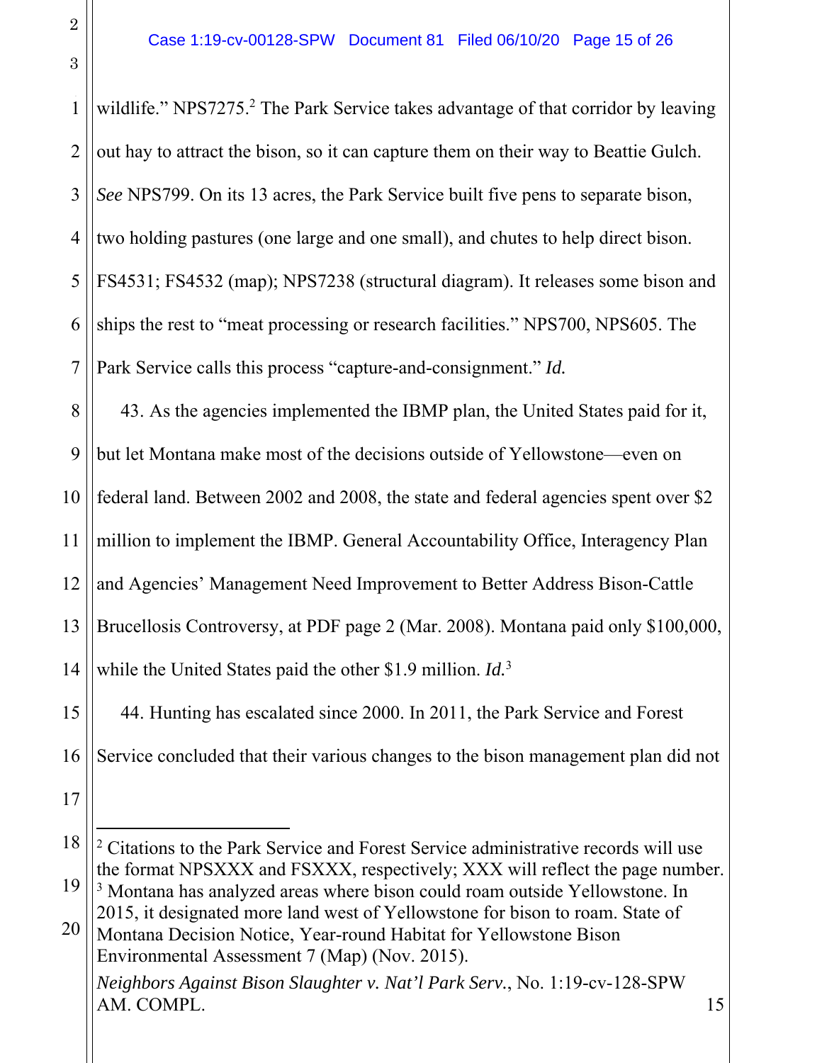wildlife." NPS7275.[2] The Park Service takes advantage of that corridor by leaving out hay to attract the bison, so it can capture them on their way to Beattie Gulch. *See* NPS799. On its 13 acres, the Park Service built five pens to separate bison, two holding pastures (one large and one small), and chutes to help direct bison. FS4531; FS4532 (map); NPS7238 (structural diagram). It releases some bison and ships the rest to "meat processing or research facilities." NPS700, NPS605. The Park Service calls this process "capture-and-consignment." *Id.*

43. As the agencies implemented the IBMP plan, the United States paid for it, but let Montana make most of the decisions outside of Yellowstone—even on federal land. Between 2002 and 2008, the state and federal agencies spent over $2 million to implement the IBMP. General Accountability Office, Interagency Plan and Agencies' Management Need Improvement to Better Address Bison-Cattle Brucellosis Controversy, at PDF page 2 (Mar. 2008). Montana paid only $100,000, while the United States paid the other $1.9 million. *Id.*[3]

44. Hunting has escalated since 2000. In 2011, the Park Service and Forest Service concluded that their various changes to the bison management plan did not

---

[2] Citations to the Park Service and Forest Service administrative records will use the format NPSXXX and FSXXX, respectively; XXX will reflect the page number.

[3] Montana has analyzed areas where bison could roam outside Yellowstone. In 2015, it designated more land west of Yellowstone for bison to roam. State of Montana Decision Notice, Year-round Habitat for Yellowstone Bison Environmental Assessment 7 (Map) (Nov. 2015).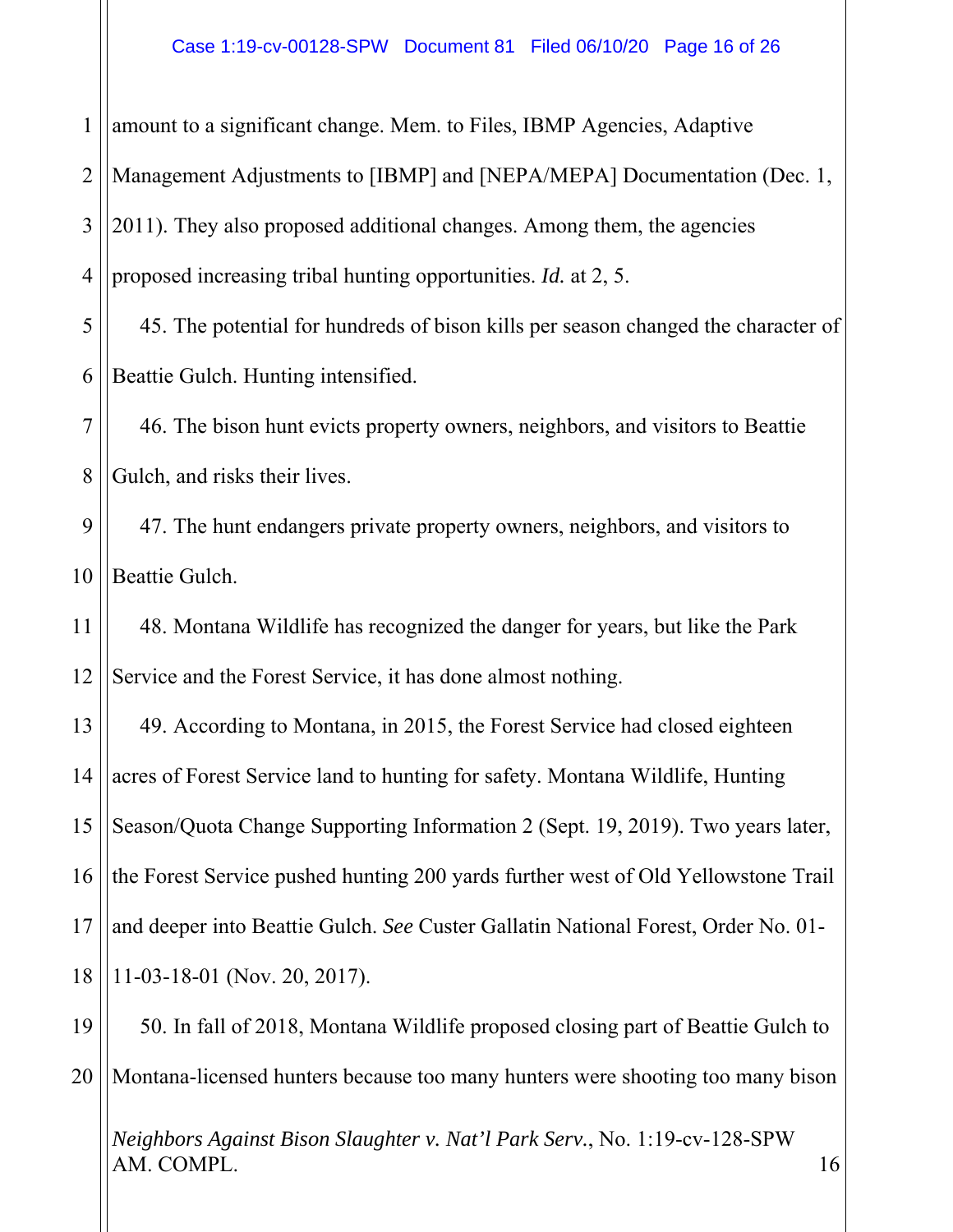amount to a significant change. Mem. to Files, IBMP Agencies, Adaptive Management Adjustments to [IBMP] and [NEPA/MEPA] Documentation (Dec. 1, 2011). They also proposed additional changes. Among them, the agencies proposed increasing tribal hunting opportunities. *Id.* at 2, 5.

45. The potential for hundreds of bison kills per season changed the character of Beattie Gulch. Hunting intensified.

46. The bison hunt evicts property owners, neighbors, and visitors to Beattie Gulch, and risks their lives.

47. The hunt endangers private property owners, neighbors, and visitors to Beattie Gulch.

48. Montana Wildlife has recognized the danger for years, but like the Park Service and the Forest Service, it has done almost nothing.

49. According to Montana, in 2015, the Forest Service had closed eighteen acres of Forest Service land to hunting for safety. Montana Wildlife, Hunting Season/Quota Change Supporting Information 2 (Sept. 19, 2019). Two years later, the Forest Service pushed hunting 200 yards further west of Old Yellowstone Trail and deeper into Beattie Gulch. *See* Custer Gallatin National Forest, Order No. 01-11-03-18-01 (Nov. 20, 2017).

50. In fall of 2018, Montana Wildlife proposed closing part of Beattie Gulch to Montana-licensed hunters because too many hunters were shooting too many bison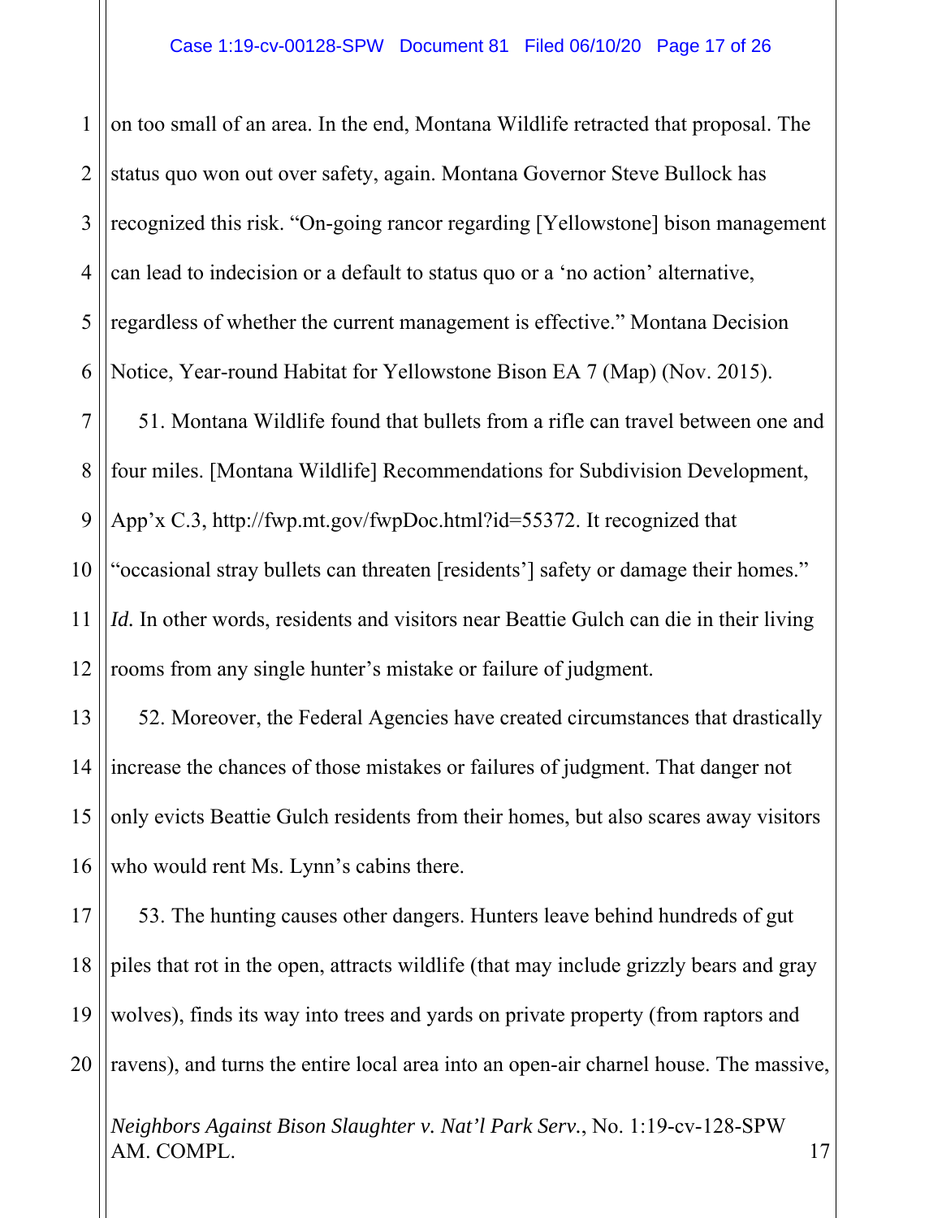on too small of an area. In the end, Montana Wildlife retracted that proposal. The status quo won out over safety, again. Montana Governor Steve Bullock has recognized this risk. "On-going rancor regarding [Yellowstone] bison management can lead to indecision or a default to status quo or a 'no action' alternative, regardless of whether the current management is effective." Montana Decision Notice, Year-round Habitat for Yellowstone Bison EA 7 (Map) (Nov. 2015).

51. Montana Wildlife found that bullets from a rifle can travel between one and four miles. [Montana Wildlife] Recommendations for Subdivision Development, App'x C.3, http://fwp.mt.gov/fwpDoc.html?id=55372. It recognized that "occasional stray bullets can threaten [residents'] safety or damage their homes." *Id.* In other words, residents and visitors near Beattie Gulch can die in their living rooms from any single hunter's mistake or failure of judgment.

52. Moreover, the Federal Agencies have created circumstances that drastically increase the chances of those mistakes or failures of judgment. That danger not only evicts Beattie Gulch residents from their homes, but also scares away visitors who would rent Ms. Lynn's cabins there.

53. The hunting causes other dangers. Hunters leave behind hundreds of gut piles that rot in the open, attracts wildlife (that may include grizzly bears and gray wolves), finds its way into trees and yards on private property (from raptors and ravens), and turns the entire local area into an open-air charnel house. The massive,

*Neighbors Against Bison Slaughter v. Nat'l Park Serv.*, No. 1:19-cv-128-SPW
AM. COMPL.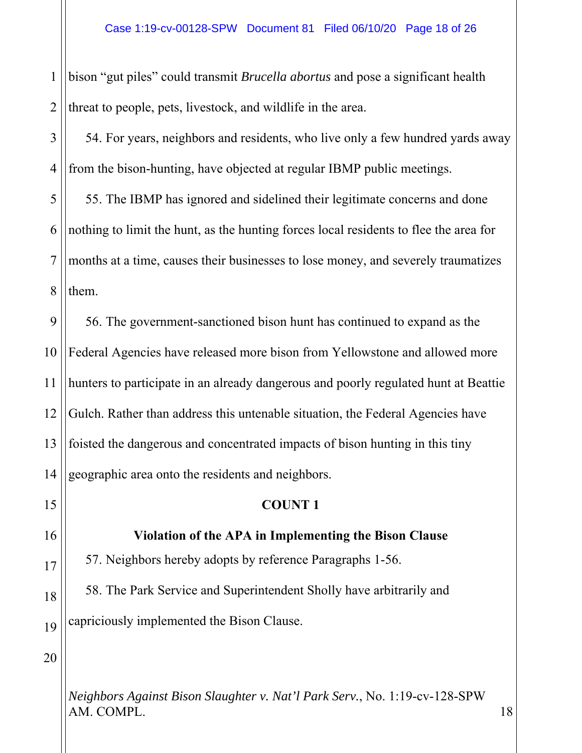bison "gut piles" could transmit *Brucella abortus* and pose a significant health threat to people, pets, livestock, and wildlife in the area.

54. For years, neighbors and residents, who live only a few hundred yards away from the bison-hunting, have objected at regular IBMP public meetings.

55. The IBMP has ignored and sidelined their legitimate concerns and done nothing to limit the hunt, as the hunting forces local residents to flee the area for months at a time, causes their businesses to lose money, and severely traumatizes them.

56. The government-sanctioned bison hunt has continued to expand as the Federal Agencies have released more bison from Yellowstone and allowed more hunters to participate in an already dangerous and poorly regulated hunt at Beattie Gulch. Rather than address this untenable situation, the Federal Agencies have foisted the dangerous and concentrated impacts of bison hunting in this tiny geographic area onto the residents and neighbors.

## COUNT 1

### Violation of the APA in Implementing the Bison Clause

57. Neighbors hereby adopts by reference Paragraphs 1-56.

58. The Park Service and Superintendent Sholly have arbitrarily and capriciously implemented the Bison Clause.

*Neighbors Against Bison Slaughter v. Nat'l Park Serv.*, No. 1:19-cv-128-SPW
AM. COMPL.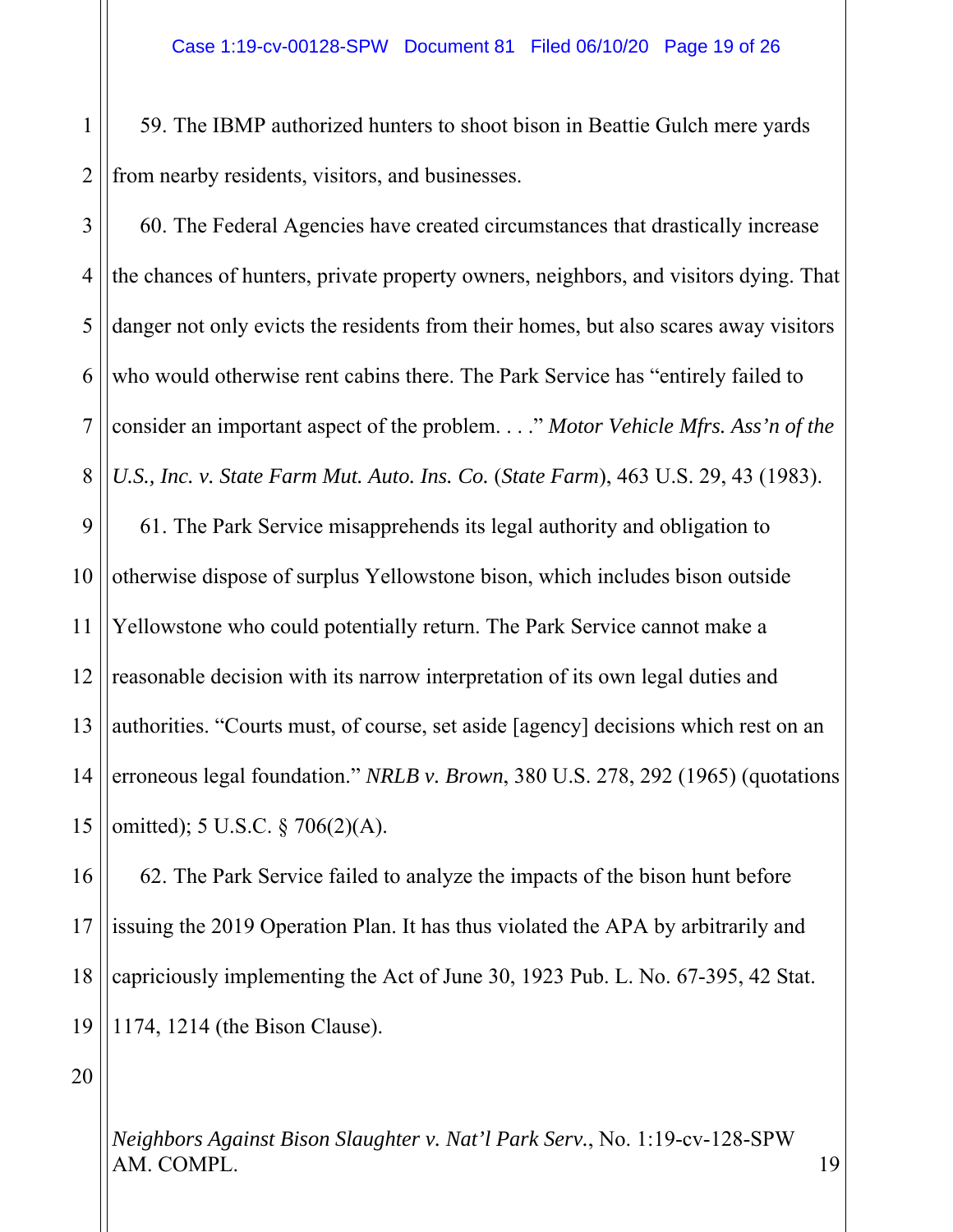59. The IBMP authorized hunters to shoot bison in Beattie Gulch mere yards from nearby residents, visitors, and businesses.

60. The Federal Agencies have created circumstances that drastically increase the chances of hunters, private property owners, neighbors, and visitors dying. That danger not only evicts the residents from their homes, but also scares away visitors who would otherwise rent cabins there. The Park Service has "entirely failed to consider an important aspect of the problem. . . ." *Motor Vehicle Mfrs. Ass'n of the U.S., Inc. v. State Farm Mut. Auto. Ins. Co.* (*State Farm*), 463 U.S. 29, 43 (1983).

61. The Park Service misapprehends its legal authority and obligation to otherwise dispose of surplus Yellowstone bison, which includes bison outside Yellowstone who could potentially return. The Park Service cannot make a reasonable decision with its narrow interpretation of its own legal duties and authorities. "Courts must, of course, set aside [agency] decisions which rest on an erroneous legal foundation." *NRLB v. Brown*, 380 U.S. 278, 292 (1965) (quotations omitted); 5 U.S.C. § 706(2)(A).

62. The Park Service failed to analyze the impacts of the bison hunt before issuing the 2019 Operation Plan. It has thus violated the APA by arbitrarily and capriciously implementing the Act of June 30, 1923 Pub. L. No. 67-395, 42 Stat. 1174, 1214 (the Bison Clause).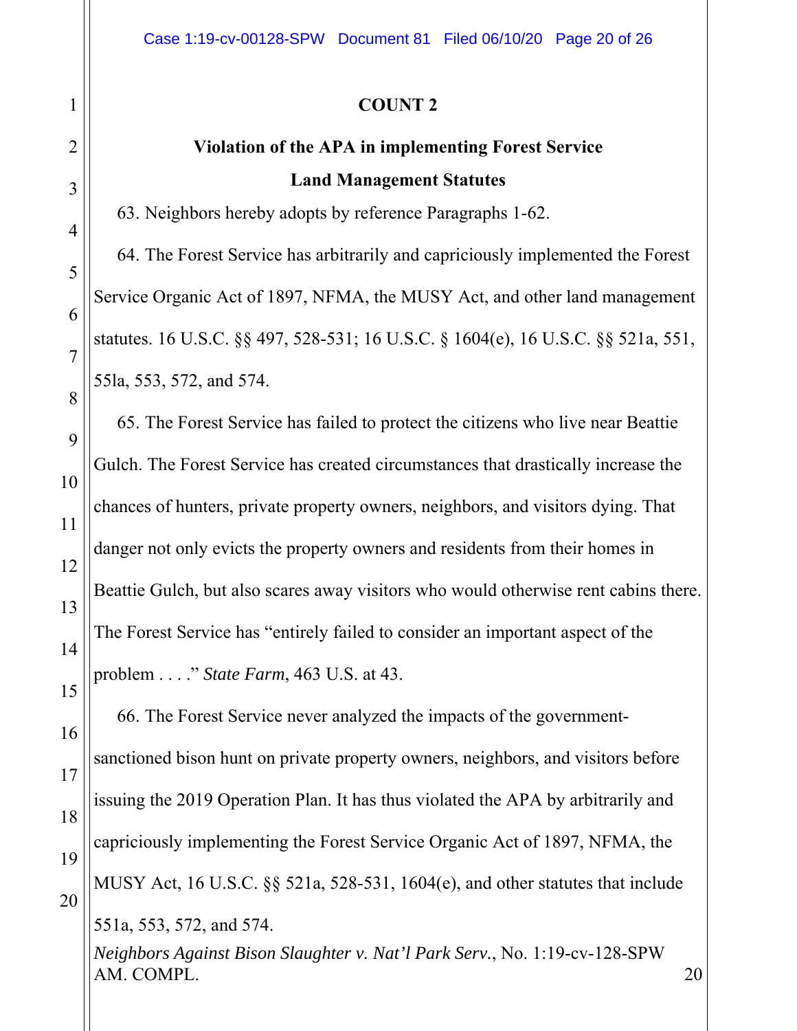## COUNT 2

### Violation of the APA in implementing Forest Service Land Management Statutes

63. Neighbors hereby adopts by reference Paragraphs 1-62.

64. The Forest Service has arbitrarily and capriciously implemented the Forest Service Organic Act of 1897, NFMA, the MUSY Act, and other land management statutes. 16 U.S.C. §§ 497, 528-531; 16 U.S.C. § 1604(e), 16 U.S.C. §§ 521a, 551, 55la, 553, 572, and 574.

65. The Forest Service has failed to protect the citizens who live near Beattie Gulch. The Forest Service has created circumstances that drastically increase the chances of hunters, private property owners, neighbors, and visitors dying. That danger not only evicts the property owners and residents from their homes in Beattie Gulch, but also scares away visitors who would otherwise rent cabins there. The Forest Service has "entirely failed to consider an important aspect of the problem . . . ." *State Farm*, 463 U.S. at 43.

66. The Forest Service never analyzed the impacts of the government-sanctioned bison hunt on private property owners, neighbors, and visitors before issuing the 2019 Operation Plan. It has thus violated the APA by arbitrarily and capriciously implementing the Forest Service Organic Act of 1897, NFMA, the MUSY Act, 16 U.S.C. §§ 521a, 528-531, 1604(e), and other statutes that include 551a, 553, 572, and 574.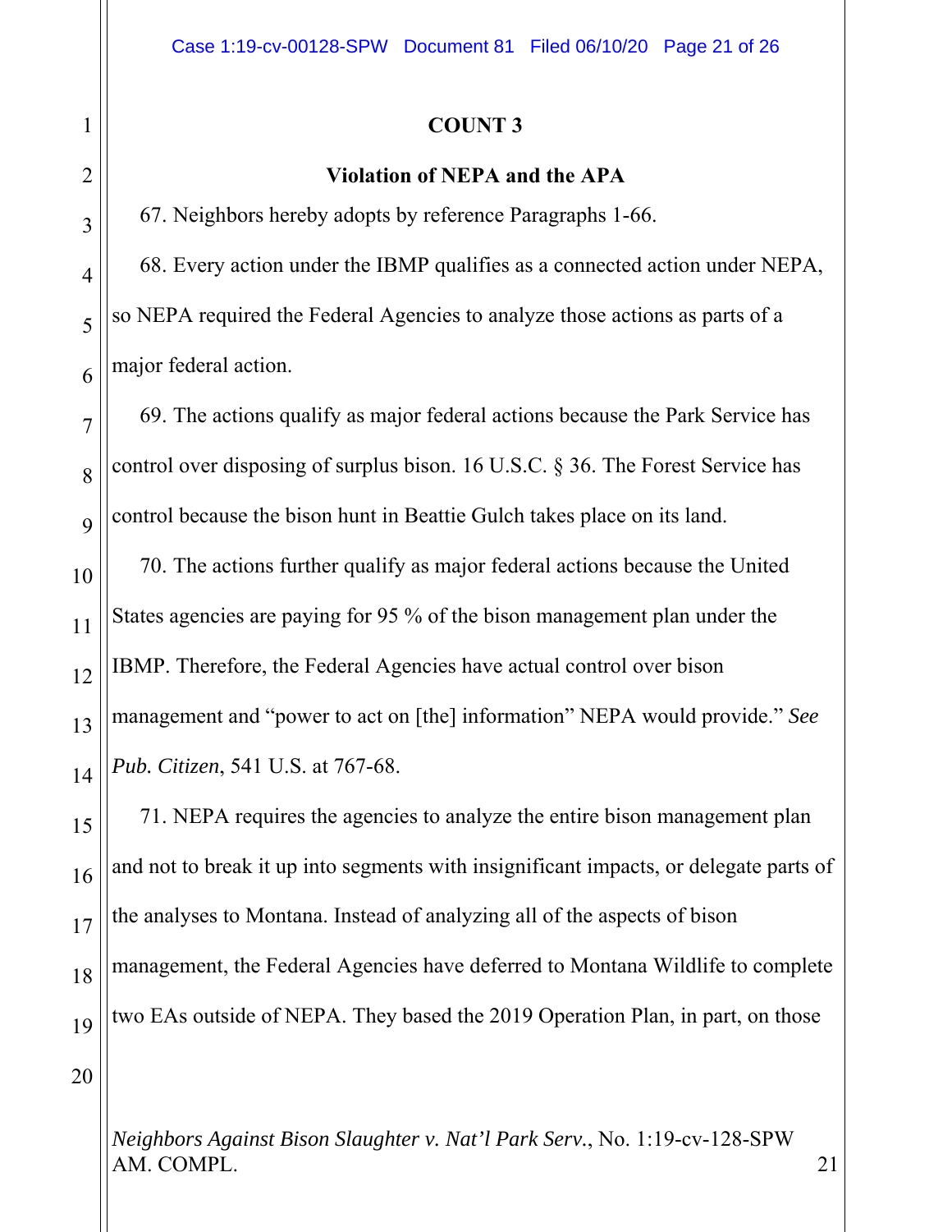**COUNT 3**

**Violation of NEPA and the APA**

67. Neighbors hereby adopts by reference Paragraphs 1-66.

68. Every action under the IBMP qualifies as a connected action under NEPA, so NEPA required the Federal Agencies to analyze those actions as parts of a major federal action.

69. The actions qualify as major federal actions because the Park Service has control over disposing of surplus bison. 16 U.S.C. § 36. The Forest Service has control because the bison hunt in Beattie Gulch takes place on its land.

70. The actions further qualify as major federal actions because the United States agencies are paying for 95 % of the bison management plan under the IBMP. Therefore, the Federal Agencies have actual control over bison management and "power to act on [the] information" NEPA would provide." *See Pub. Citizen*, 541 U.S. at 767-68.

71. NEPA requires the agencies to analyze the entire bison management plan and not to break it up into segments with insignificant impacts, or delegate parts of the analyses to Montana. Instead of analyzing all of the aspects of bison management, the Federal Agencies have deferred to Montana Wildlife to complete two EAs outside of NEPA. They based the 2019 Operation Plan, in part, on those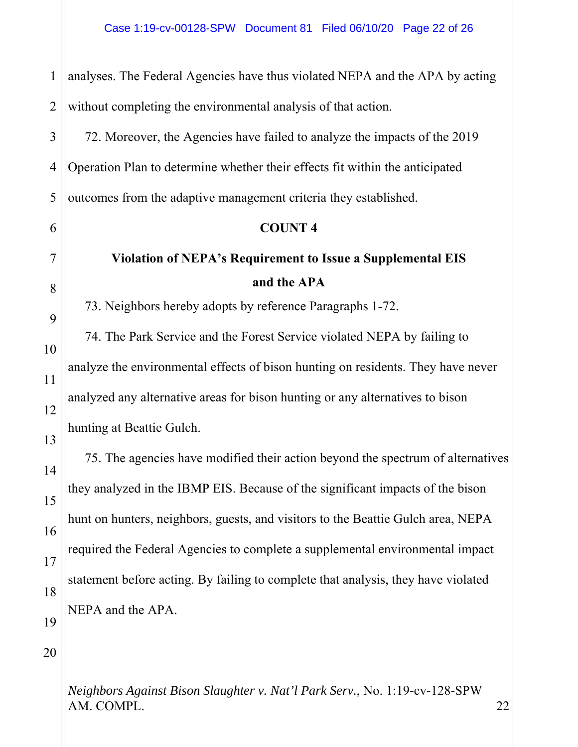analyses. The Federal Agencies have thus violated NEPA and the APA by acting without completing the environmental analysis of that action.

72. Moreover, the Agencies have failed to analyze the impacts of the 2019 Operation Plan to determine whether their effects fit within the anticipated outcomes from the adaptive management criteria they established.

**COUNT 4**

**Violation of NEPA's Requirement to Issue a Supplemental EIS and the APA**

73. Neighbors hereby adopts by reference Paragraphs 1-72.

74. The Park Service and the Forest Service violated NEPA by failing to analyze the environmental effects of bison hunting on residents. They have never analyzed any alternative areas for bison hunting or any alternatives to bison hunting at Beattie Gulch.

75. The agencies have modified their action beyond the spectrum of alternatives they analyzed in the IBMP EIS. Because of the significant impacts of the bison hunt on hunters, neighbors, guests, and visitors to the Beattie Gulch area, NEPA required the Federal Agencies to complete a supplemental environmental impact statement before acting. By failing to complete that analysis, they have violated NEPA and the APA.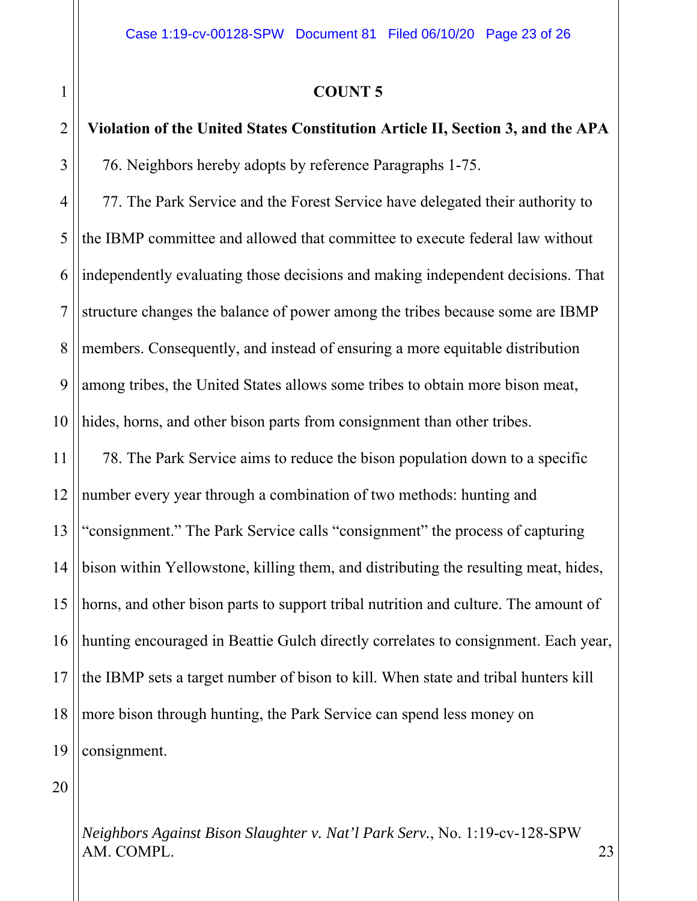## COUNT 5

### Violation of the United States Constitution Article II, Section 3, and the APA

76. Neighbors hereby adopts by reference Paragraphs 1-75.

77. The Park Service and the Forest Service have delegated their authority to the IBMP committee and allowed that committee to execute federal law without independently evaluating those decisions and making independent decisions. That structure changes the balance of power among the tribes because some are IBMP members. Consequently, and instead of ensuring a more equitable distribution among tribes, the United States allows some tribes to obtain more bison meat, hides, horns, and other bison parts from consignment than other tribes.

78. The Park Service aims to reduce the bison population down to a specific number every year through a combination of two methods: hunting and "consignment." The Park Service calls "consignment" the process of capturing bison within Yellowstone, killing them, and distributing the resulting meat, hides, horns, and other bison parts to support tribal nutrition and culture. The amount of hunting encouraged in Beattie Gulch directly correlates to consignment. Each year, the IBMP sets a target number of bison to kill. When state and tribal hunters kill more bison through hunting, the Park Service can spend less money on consignment.

*Neighbors Against Bison Slaughter v. Nat'l Park Serv.*, No. 1:19-cv-128-SPW
AM. COMPL.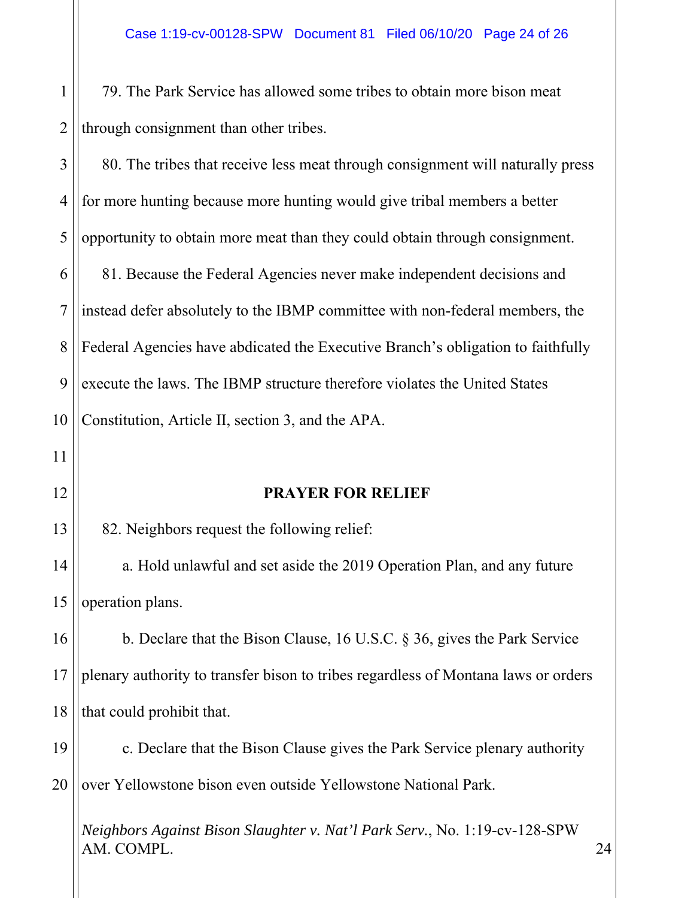79. The Park Service has allowed some tribes to obtain more bison meat through consignment than other tribes.

80. The tribes that receive less meat through consignment will naturally press for more hunting because more hunting would give tribal members a better opportunity to obtain more meat than they could obtain through consignment.

81. Because the Federal Agencies never make independent decisions and instead defer absolutely to the IBMP committee with non-federal members, the Federal Agencies have abdicated the Executive Branch's obligation to faithfully execute the laws. The IBMP structure therefore violates the United States Constitution, Article II, section 3, and the APA.

## PRAYER FOR RELIEF

82. Neighbors request the following relief:

a. Hold unlawful and set aside the 2019 Operation Plan, and any future operation plans.

b. Declare that the Bison Clause, 16 U.S.C. § 36, gives the Park Service plenary authority to transfer bison to tribes regardless of Montana laws or orders that could prohibit that.

c. Declare that the Bison Clause gives the Park Service plenary authority over Yellowstone bison even outside Yellowstone National Park.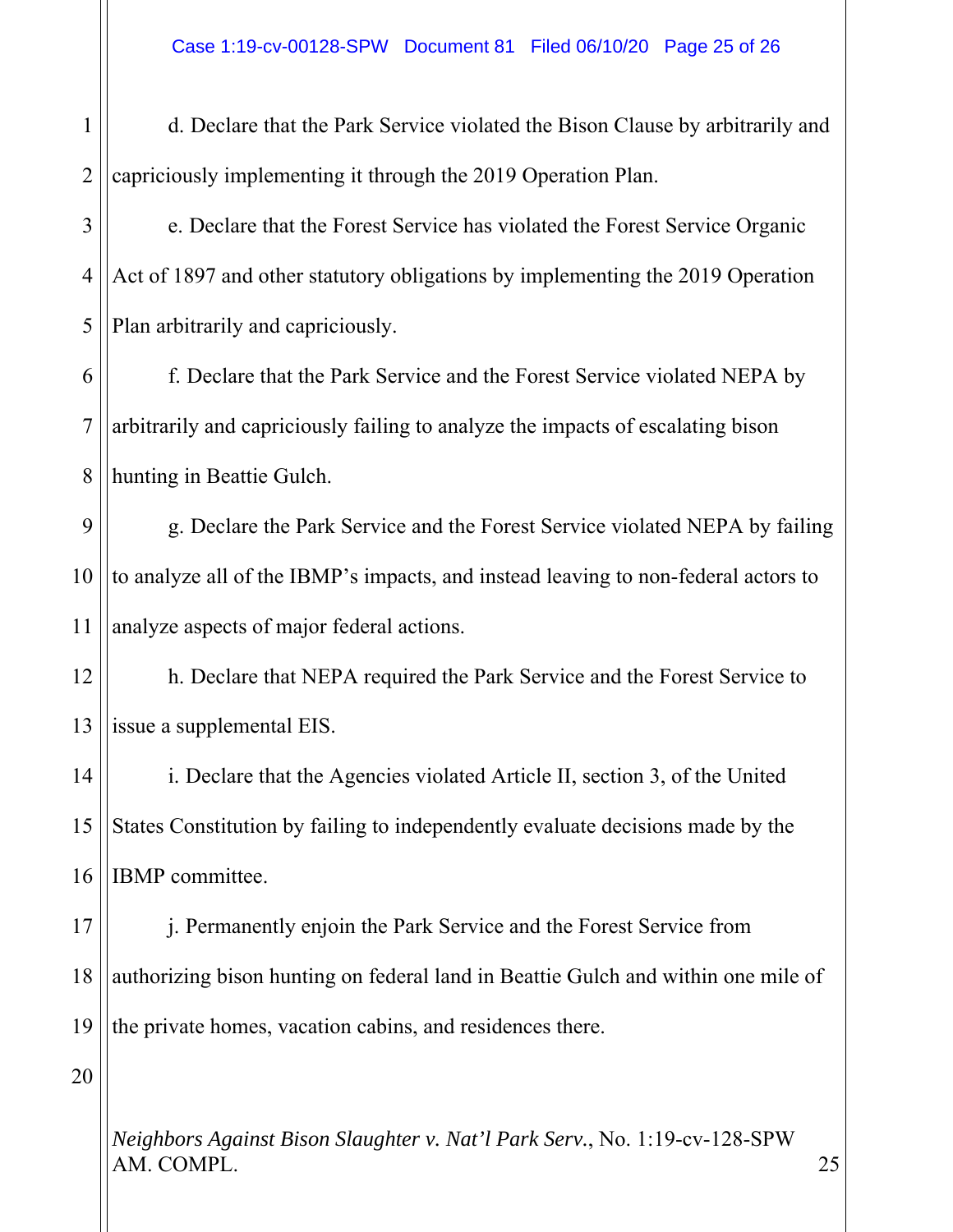d. Declare that the Park Service violated the Bison Clause by arbitrarily and capriciously implementing it through the 2019 Operation Plan.

e. Declare that the Forest Service has violated the Forest Service Organic Act of 1897 and other statutory obligations by implementing the 2019 Operation Plan arbitrarily and capriciously.

f. Declare that the Park Service and the Forest Service violated NEPA by arbitrarily and capriciously failing to analyze the impacts of escalating bison hunting in Beattie Gulch.

g. Declare the Park Service and the Forest Service violated NEPA by failing to analyze all of the IBMP's impacts, and instead leaving to non-federal actors to analyze aspects of major federal actions.

h. Declare that NEPA required the Park Service and the Forest Service to issue a supplemental EIS.

i. Declare that the Agencies violated Article II, section 3, of the United States Constitution by failing to independently evaluate decisions made by the IBMP committee.

j. Permanently enjoin the Park Service and the Forest Service from authorizing bison hunting on federal land in Beattie Gulch and within one mile of the private homes, vacation cabins, and residences there.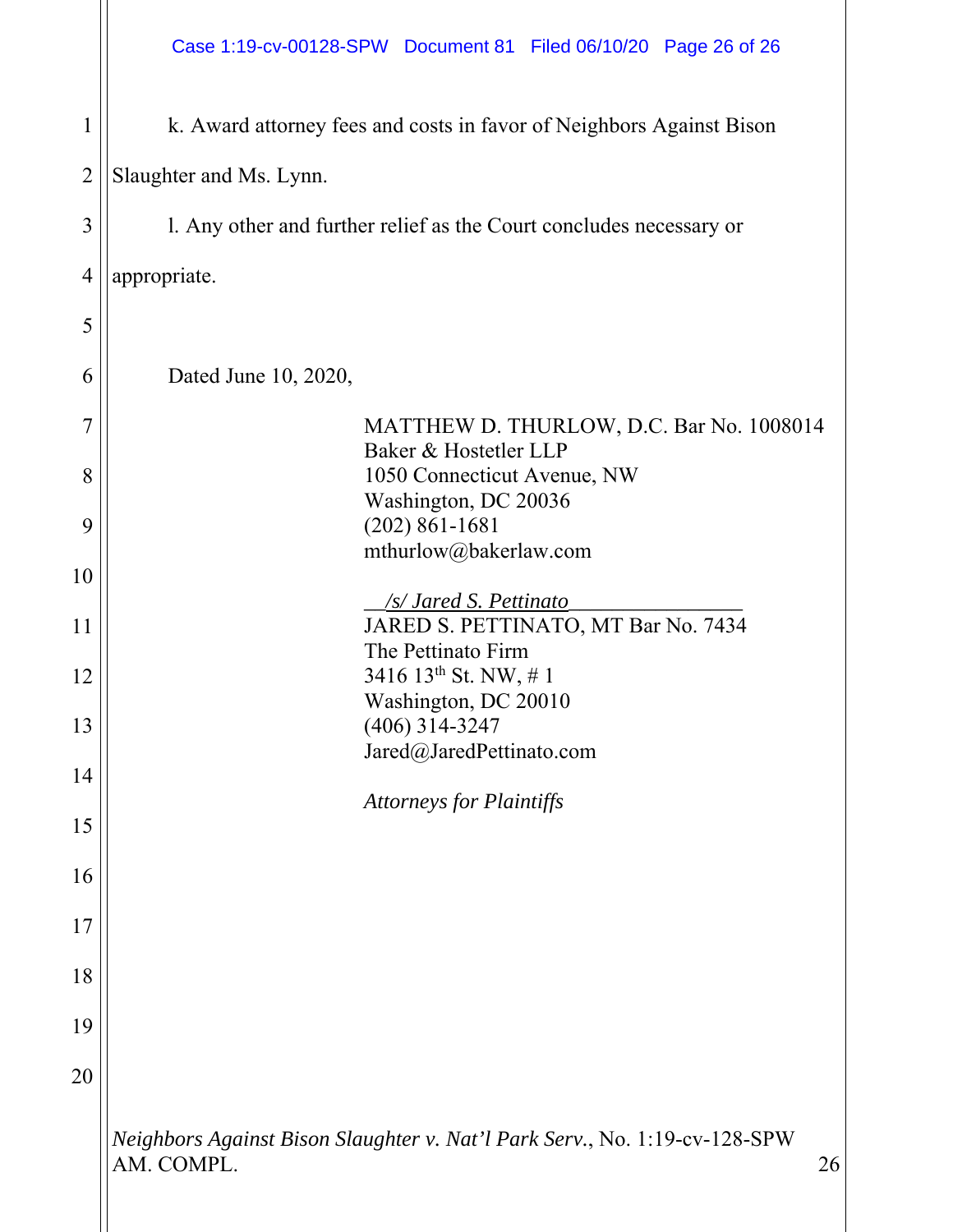k. Award attorney fees and costs in favor of Neighbors Against Bison Slaughter and Ms. Lynn.

l. Any other and further relief as the Court concludes necessary or appropriate.

Dated June 10, 2020,

MATTHEW D. THURLOW, D.C. Bar No. 1008014
Baker & Hostetler LLP
1050 Connecticut Avenue, NW
Washington, DC 20036
(202) 861-1681
mthurlow@bakerlaw.com

*/s/ Jared S. Pettinato*
JARED S. PETTINATO, MT Bar No. 7434
The Pettinato Firm
3416 13th St. NW, # 1
Washington, DC 20010
(406) 314-3247
Jared@JaredPettinato.com

*Attorneys for Plaintiffs*